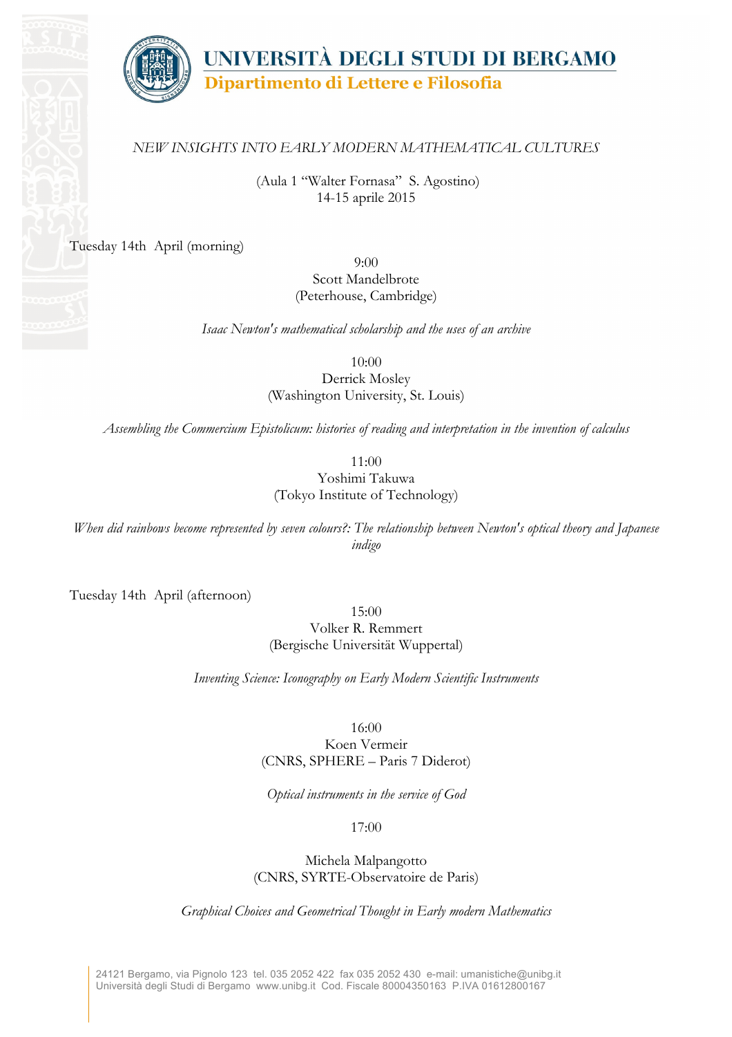# UNIVERSITÀ DEGLI STUDI DI BERGAMO

## Dipartimento di Lettere e Filosofia

*NEW INSIGHTS INTO EARLY MODERN MATHEMATICAL CULTURES*

(Aula 1 "Walter Fornasa" S. Agostino)
14-15 aprile 2015

Tuesday 14th April (morning)

9:00
Scott Mandelbrote
(Peterhouse, Cambridge)

*Isaac Newton's mathematical scholarship and the uses of an archive*

10:00
Derrick Mosley
(Washington University, St. Louis)

*Assembling the Commercium Epistolicum: histories of reading and interpretation in the invention of calculus*

11:00
Yoshimi Takuwa
(Tokyo Institute of Technology)

*When did rainbows become represented by seven colours?: The relationship between Newton's optical theory and Japanese indigo*

Tuesday 14th April (afternoon)

15:00
Volker R. Remmert
(Bergische Universität Wuppertal)

*Inventing Science: Iconography on Early Modern Scientific Instruments*

16:00
Koen Vermeir
(CNRS, SPHERE – Paris 7 Diderot)

*Optical instruments in the service of God*

17:00

Michela Malpangotto
(CNRS, SYRTE-Observatoire de Paris)

*Graphical Choices and Geometrical Thought in Early modern Mathematics*

24121 Bergamo, via Pignolo 123 tel. 035 2052 422 fax 035 2052 430 e-mail: umanistiche@unibg.it
Università degli Studi di Bergamo www.unibg.it Cod. Fiscale 80004350163 P.IVA 01612800167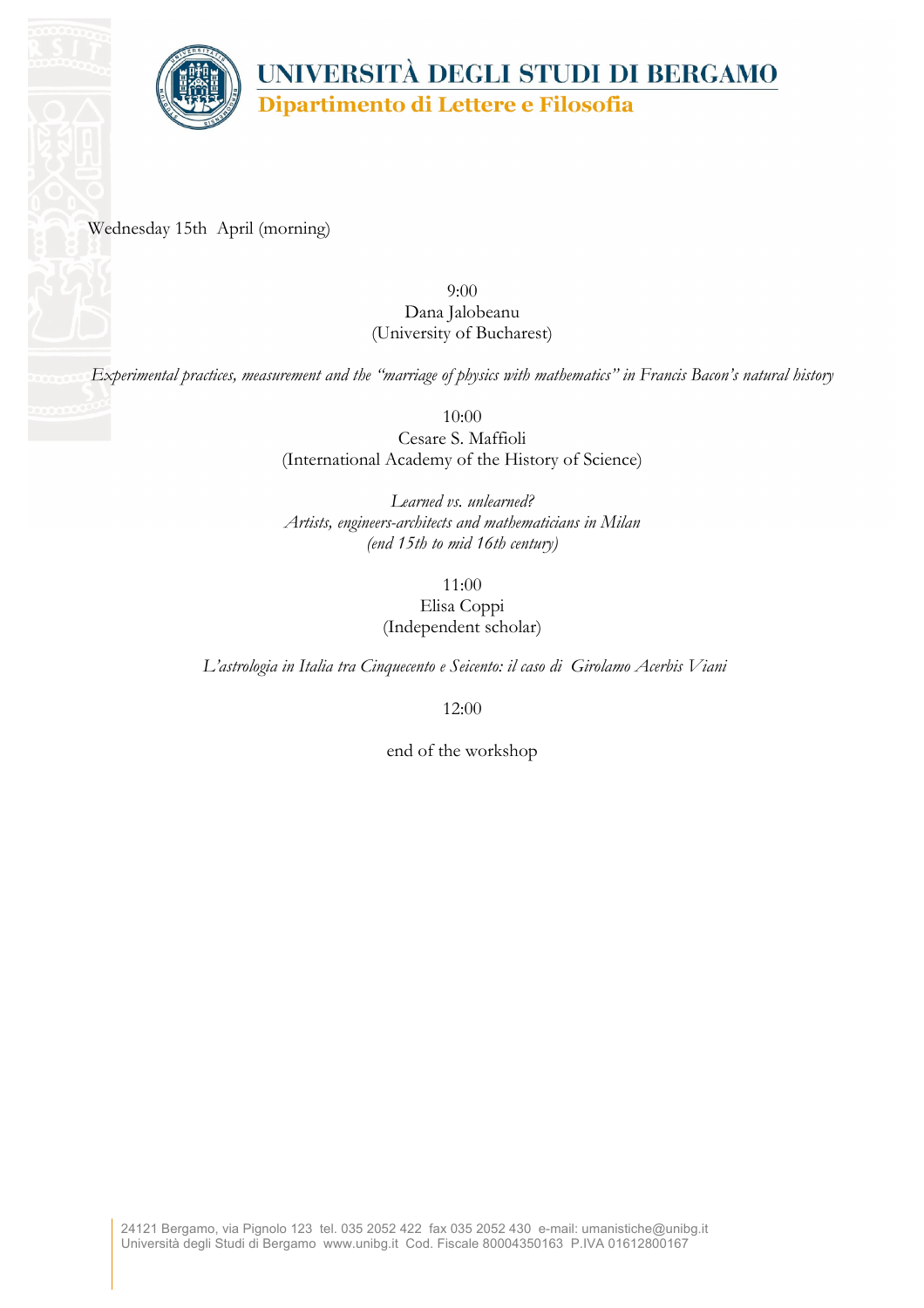# UNIVERSITÀ DEGLI STUDI DI BERGAMO

**Dipartimento di Lettere e Filosofia**

Wednesday 15th April (morning)

9:00
Dana Jalobeanu
(University of Bucharest)

*Experimental practices, measurement and the "marriage of physics with mathematics" in Francis Bacon's natural history*

10:00
Cesare S. Maffioli
(International Academy of the History of Science)

*Learned vs. unlearned?*
*Artists, engineers-architects and mathematicians in Milan*
*(end 15th to mid 16th century)*

11:00
Elisa Coppi
(Independent scholar)

*L'astrologia in Italia tra Cinquecento e Seicento: il caso di Girolamo Acerbis Viani*

12:00

end of the workshop

24121 Bergamo, via Pignolo 123 tel. 035 2052 422 fax 035 2052 430 e-mail: umanistiche@unibg.it
Università degli Studi di Bergamo www.unibg.it Cod. Fiscale 80004350163 P.IVA 01612800167